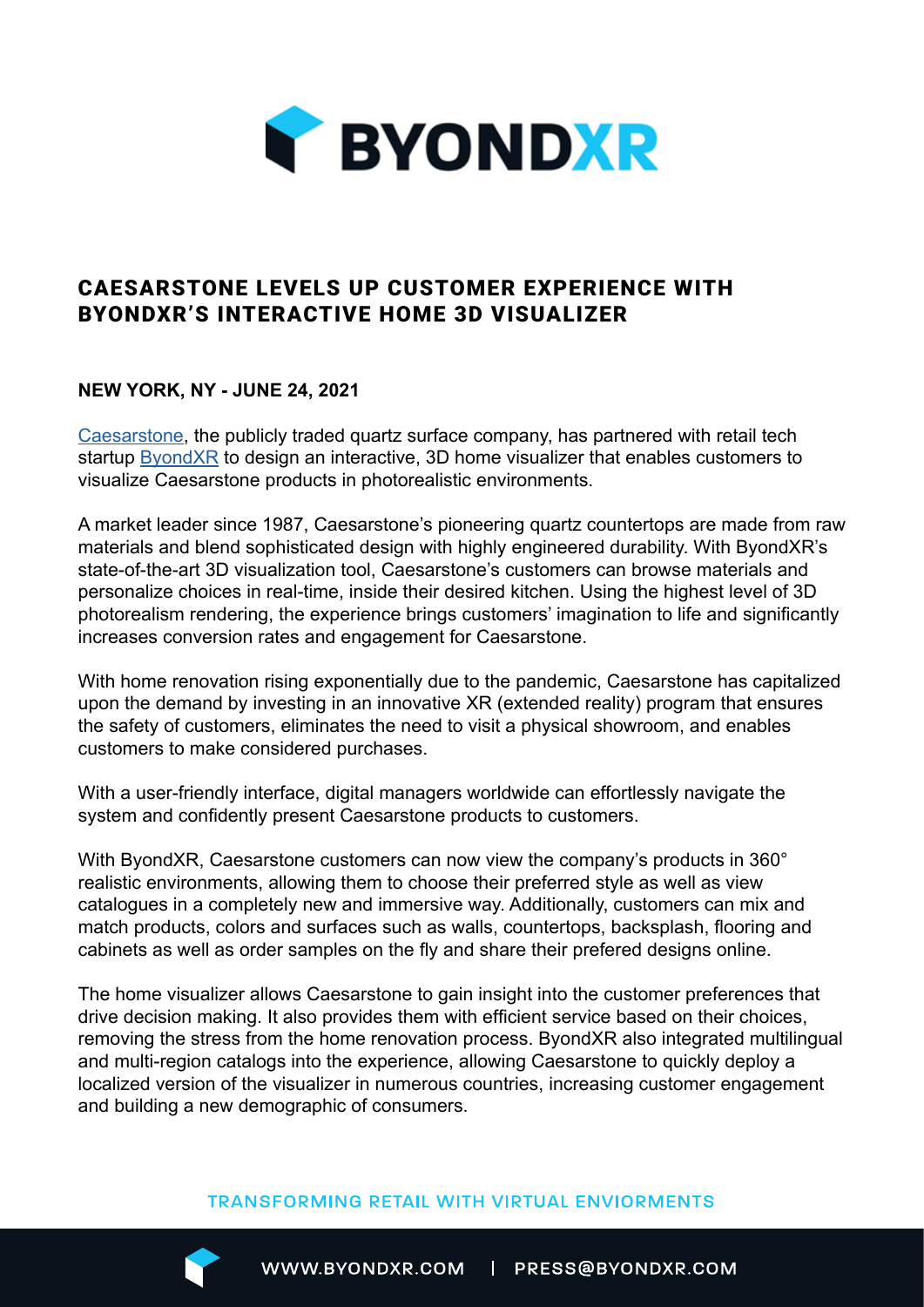# BYONDXR

## CAESARSTONE LEVELS UP CUSTOMER EXPERIENCE WITH BYONDXR'S INTERACTIVE HOME 3D VISUALIZER

**NEW YORK, NY - JUNE 24, 2021**

Caesarstone, the publicly traded quartz surface company, has partnered with retail tech startup ByondXR to design an interactive, 3D home visualizer that enables customers to visualize Caesarstone products in photorealistic environments.

A market leader since 1987, Caesarstone's pioneering quartz countertops are made from raw materials and blend sophisticated design with highly engineered durability. With ByondXR's state-of-the-art 3D visualization tool, Caesarstone's customers can browse materials and personalize choices in real-time, inside their desired kitchen. Using the highest level of 3D photorealism rendering, the experience brings customers' imagination to life and significantly increases conversion rates and engagement for Caesarstone.

With home renovation rising exponentially due to the pandemic, Caesarstone has capitalized upon the demand by investing in an innovative XR (extended reality) program that ensures the safety of customers, eliminates the need to visit a physical showroom, and enables customers to make considered purchases.

With a user-friendly interface, digital managers worldwide can effortlessly navigate the system and confidently present Caesarstone products to customers.

With ByondXR, Caesarstone customers can now view the company's products in 360° realistic environments, allowing them to choose their preferred style as well as view catalogues in a completely new and immersive way. Additionally, customers can mix and match products, colors and surfaces such as walls, countertops, backsplash, flooring and cabinets as well as order samples on the fly and share their prefered designs online.

The home visualizer allows Caesarstone to gain insight into the customer preferences that drive decision making. It also provides them with efficient service based on their choices, removing the stress from the home renovation process. ByondXR also integrated multilingual and multi-region catalogs into the experience, allowing Caesarstone to quickly deploy a localized version of the visualizer in numerous countries, increasing customer engagement and building a new demographic of consumers.

TRANSFORMING RETAIL WITH VIRTUAL ENVIORMENTS

WWW.BYONDXR.COM | PRESS@BYONDXR.COM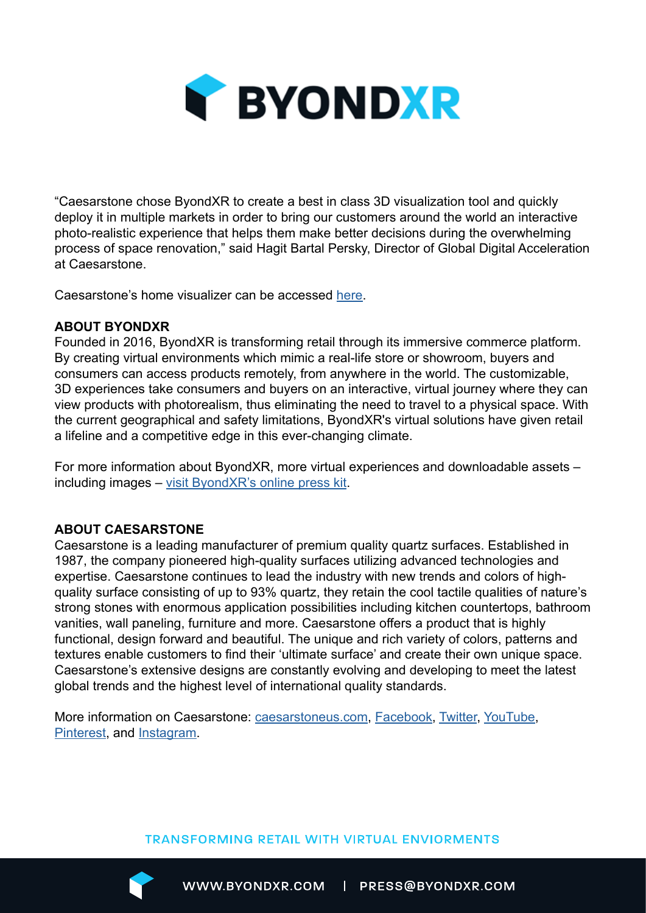# BYONDXR

"Caesarstone chose ByondXR to create a best in class 3D visualization tool and quickly deploy it in multiple markets in order to bring our customers around the world an interactive photo-realistic experience that helps them make better decisions during the overwhelming process of space renovation," said Hagit Bartal Persky, Director of Global Digital Acceleration at Caesarstone.

Caesarstone's home visualizer can be accessed here.

**ABOUT BYONDXR**
Founded in 2016, ByondXR is transforming retail through its immersive commerce platform. By creating virtual environments which mimic a real-life store or showroom, buyers and consumers can access products remotely, from anywhere in the world. The customizable, 3D experiences take consumers and buyers on an interactive, virtual journey where they can view products with photorealism, thus eliminating the need to travel to a physical space. With the current geographical and safety limitations, ByondXR's virtual solutions have given retail a lifeline and a competitive edge in this ever-changing climate.

For more information about ByondXR, more virtual experiences and downloadable assets – including images – visit ByondXR's online press kit.

**ABOUT CAESARSTONE**
Caesarstone is a leading manufacturer of premium quality quartz surfaces. Established in 1987, the company pioneered high-quality surfaces utilizing advanced technologies and expertise. Caesarstone continues to lead the industry with new trends and colors of high-quality surface consisting of up to 93% quartz, they retain the cool tactile qualities of nature's strong stones with enormous application possibilities including kitchen countertops, bathroom vanities, wall paneling, furniture and more. Caesarstone offers a product that is highly functional, design forward and beautiful. The unique and rich variety of colors, patterns and textures enable customers to find their 'ultimate surface' and create their own unique space. Caesarstone's extensive designs are constantly evolving and developing to meet the latest global trends and the highest level of international quality standards.

More information on Caesarstone: caesarstoneus.com, Facebook, Twitter, YouTube, Pinterest, and Instagram.

TRANSFORMING RETAIL WITH VIRTUAL ENVIORMENTS

WWW.BYONDXR.COM | PRESS@BYONDXR.COM